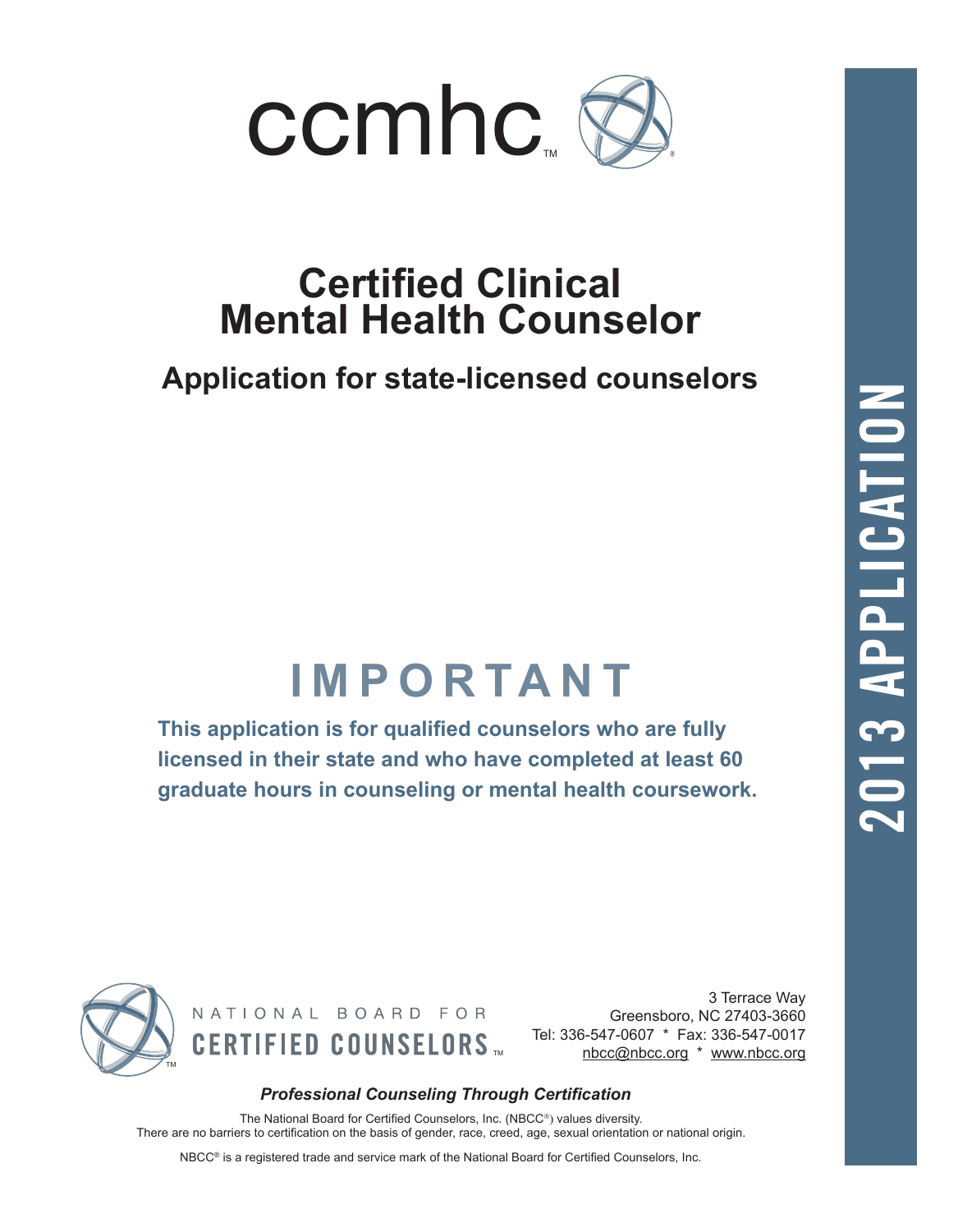ccmhc™

# Certified Clinical Mental Health Counselor

## Application for state-licensed counselors

# IMPORTANT

**This application is for qualified counselors who are fully licensed in their state and who have completed at least 60 graduate hours in counseling or mental health coursework.**

2013 APPLICATION

NATIONAL BOARD FOR CERTIFIED COUNSELORS™

3 Terrace Way
Greensboro, NC 27403-3660
Tel: 336-547-0607 * Fax: 336-547-0017
nbcc@nbcc.org * www.nbcc.org

***Professional Counseling Through Certification***

The National Board for Certified Counselors, Inc. (NBCC®) values diversity.
There are no barriers to certification on the basis of gender, race, creed, age, sexual orientation or national origin.

NBCC® is a registered trade and service mark of the National Board for Certified Counselors, Inc.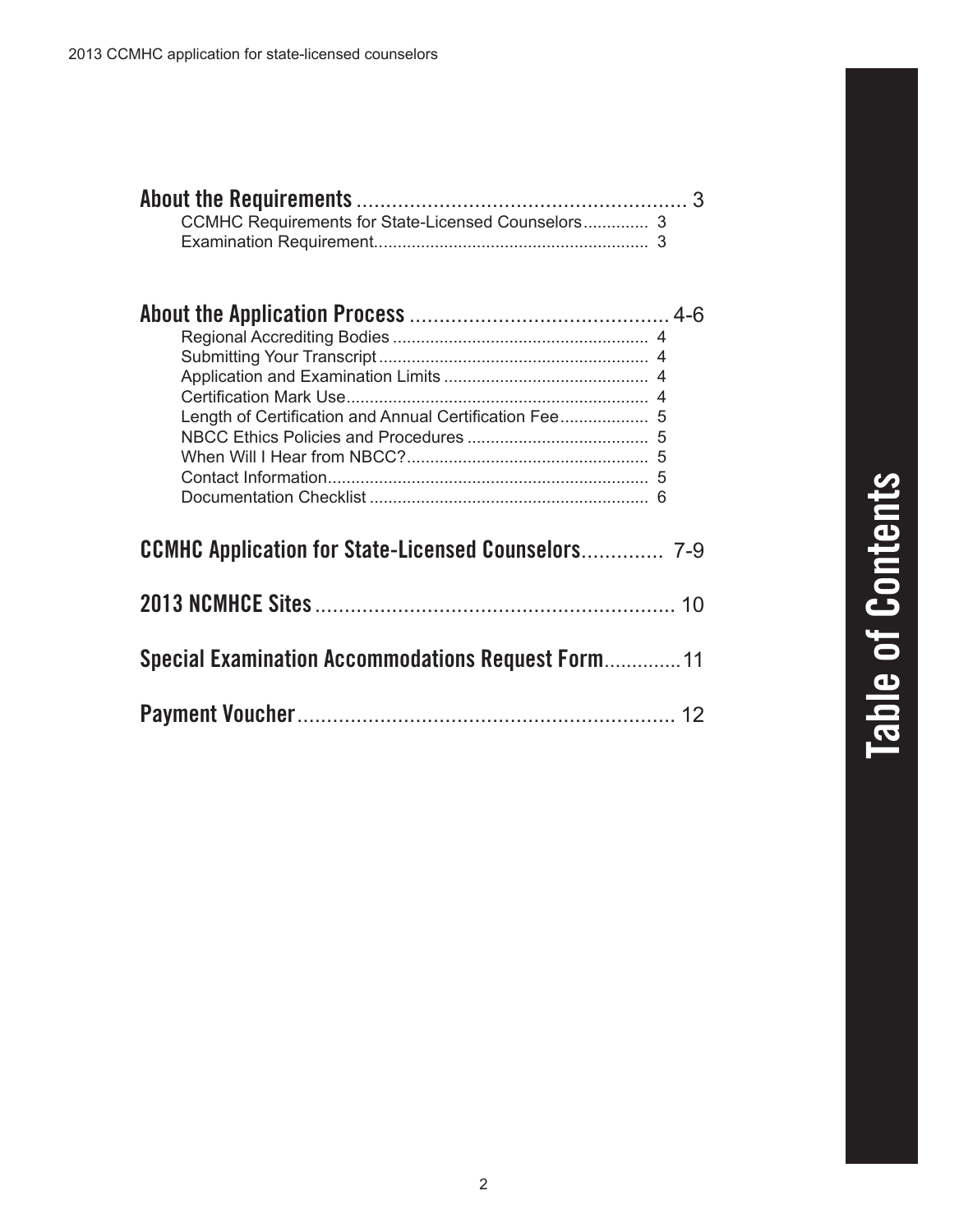# Table of Contents

**About the Requirements** ........................................................ 3

- CCMHC Requirements for State-Licensed Counselors.............. 3
- Examination Requirement.......................................................... 3

**About the Application Process** ............................................ 4-6

- Regional Accrediting Bodies ....................................................... 4
- Submitting Your Transcript ......................................................... 4
- Application and Examination Limits ............................................ 4
- Certification Mark Use................................................................. 4
- Length of Certification and Annual Certification Fee................... 5
- NBCC Ethics Policies and Procedures ....................................... 5
- When Will I Hear from NBCC?.................................................... 5
- Contact Information..................................................................... 5
- Documentation Checklist ............................................................ 6

**CCMHC Application for State-Licensed Counselors**............. 7-9

**2013 NCMHCE Sites**............................................................. 10

**Special Examination Accommodations Request Form**..............11

**Payment Voucher**................................................................ 12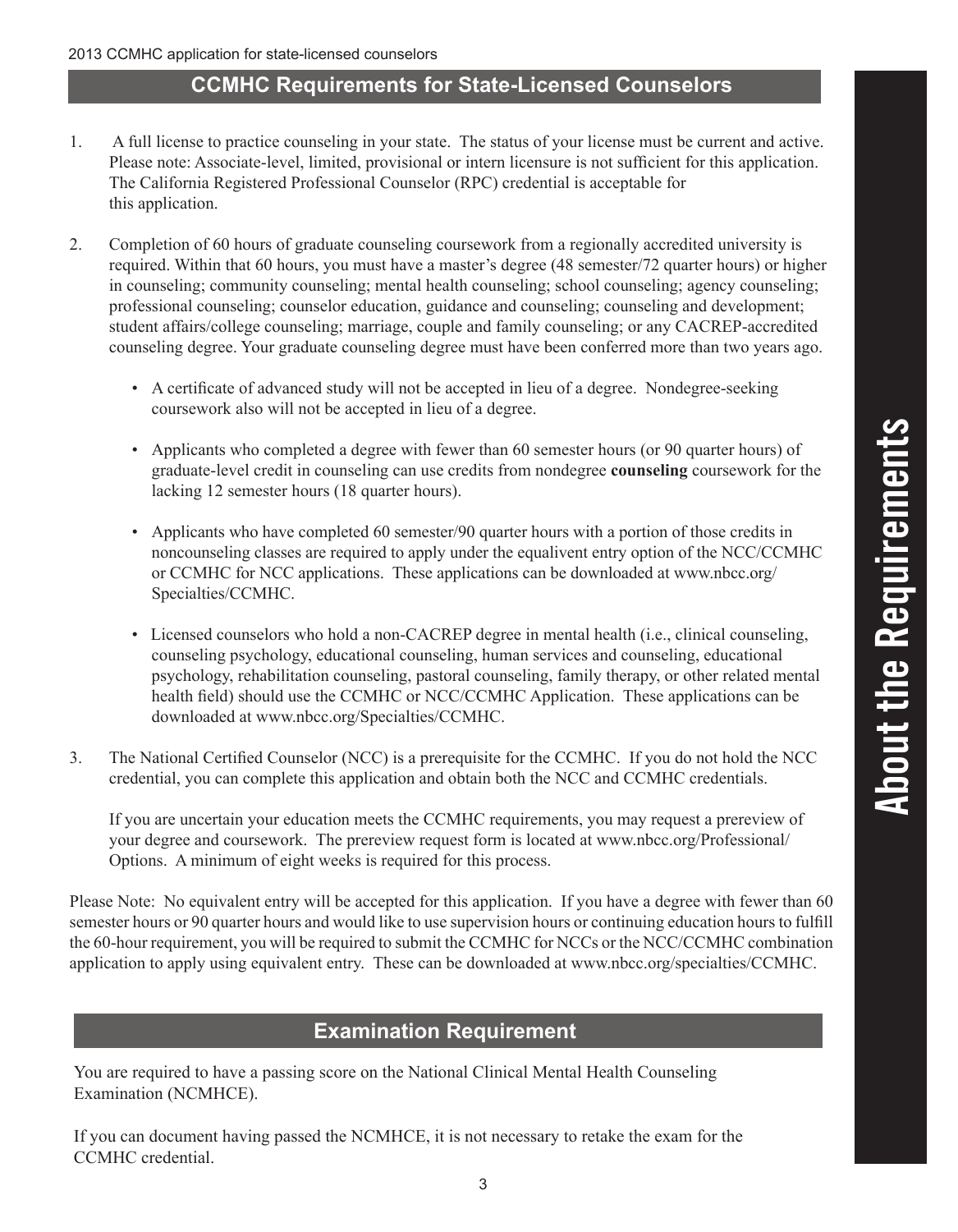## CCMHC Requirements for State-Licensed Counselors

1. A full license to practice counseling in your state. The status of your license must be current and active. Please note: Associate-level, limited, provisional or intern licensure is not sufficient for this application. The California Registered Professional Counselor (RPC) credential is acceptable for this application.

2. Completion of 60 hours of graduate counseling coursework from a regionally accredited university is required. Within that 60 hours, you must have a master's degree (48 semester/72 quarter hours) or higher in counseling; community counseling; mental health counseling; school counseling; agency counseling; professional counseling; counselor education, guidance and counseling; counseling and development; student affairs/college counseling; marriage, couple and family counseling; or any CACREP-accredited counseling degree. Your graduate counseling degree must have been conferred more than two years ago.

   - A certificate of advanced study will not be accepted in lieu of a degree. Nondegree-seeking coursework also will not be accepted in lieu of a degree.
   - Applicants who completed a degree with fewer than 60 semester hours (or 90 quarter hours) of graduate-level credit in counseling can use credits from nondegree **counseling** coursework for the lacking 12 semester hours (18 quarter hours).
   - Applicants who have completed 60 semester/90 quarter hours with a portion of those credits in noncounseling classes are required to apply under the equalivent entry option of the NCC/CCMHC or CCMHC for NCC applications. These applications can be downloaded at www.nbcc.org/Specialties/CCMHC.
   - Licensed counselors who hold a non-CACREP degree in mental health (i.e., clinical counseling, counseling psychology, educational counseling, human services and counseling, educational psychology, rehabilitation counseling, pastoral counseling, family therapy, or other related mental health field) should use the CCMHC or NCC/CCMHC Application. These applications can be downloaded at www.nbcc.org/Specialties/CCMHC.

3. The National Certified Counselor (NCC) is a prerequisite for the CCMHC. If you do not hold the NCC credential, you can complete this application and obtain both the NCC and CCMHC credentials.

   If you are uncertain your education meets the CCMHC requirements, you may request a prereview of your degree and coursework. The prereview request form is located at www.nbcc.org/Professional/Options. A minimum of eight weeks is required for this process.

Please Note: No equivalent entry will be accepted for this application. If you have a degree with fewer than 60 semester hours or 90 quarter hours and would like to use supervision hours or continuing education hours to fulfill the 60-hour requirement, you will be required to submit the CCMHC for NCCs or the NCC/CCMHC combination application to apply using equivalent entry. These can be downloaded at www.nbcc.org/specialties/CCMHC.

## Examination Requirement

You are required to have a passing score on the National Clinical Mental Health Counseling Examination (NCMHCE).

If you can document having passed the NCMHCE, it is not necessary to retake the exam for the CCMHC credential.

About the Requirements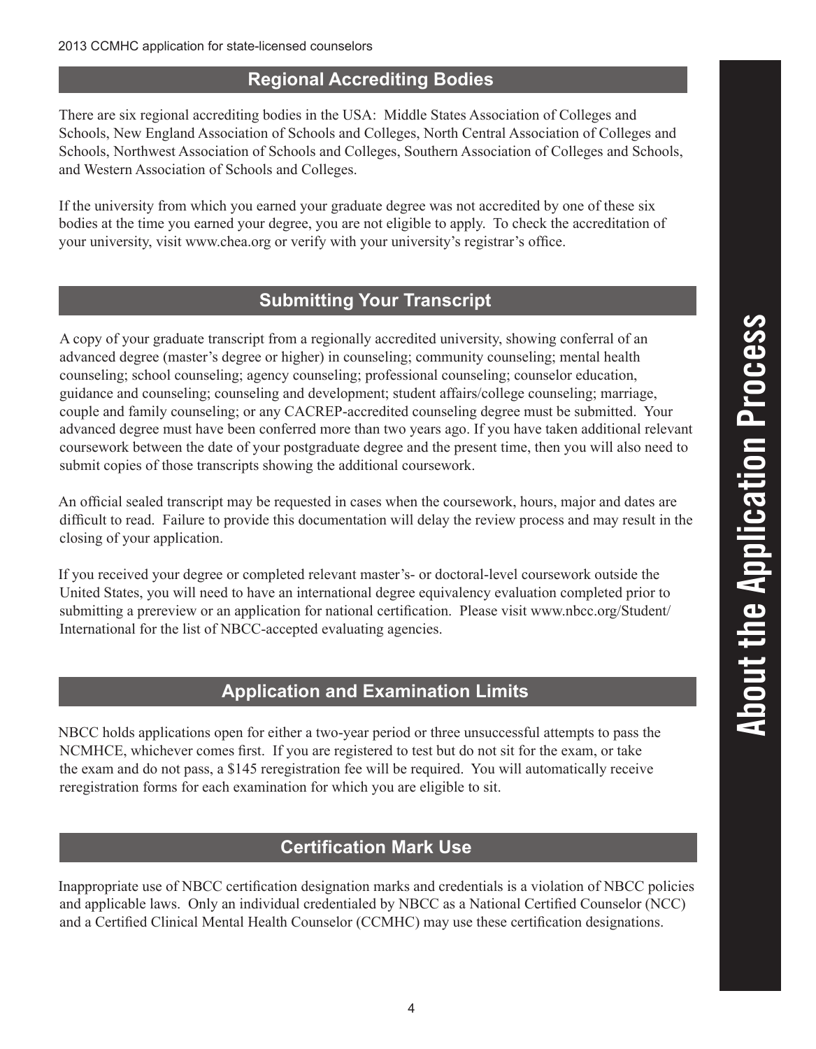## Regional Accrediting Bodies

There are six regional accrediting bodies in the USA: Middle States Association of Colleges and Schools, New England Association of Schools and Colleges, North Central Association of Colleges and Schools, Northwest Association of Schools and Colleges, Southern Association of Colleges and Schools, and Western Association of Schools and Colleges.

If the university from which you earned your graduate degree was not accredited by one of these six bodies at the time you earned your degree, you are not eligible to apply. To check the accreditation of your university, visit www.chea.org or verify with your university's registrar's office.

## Submitting Your Transcript

A copy of your graduate transcript from a regionally accredited university, showing conferral of an advanced degree (master's degree or higher) in counseling; community counseling; mental health counseling; school counseling; agency counseling; professional counseling; counselor education, guidance and counseling; counseling and development; student affairs/college counseling; marriage, couple and family counseling; or any CACREP-accredited counseling degree must be submitted. Your advanced degree must have been conferred more than two years ago. If you have taken additional relevant coursework between the date of your postgraduate degree and the present time, then you will also need to submit copies of those transcripts showing the additional coursework.

An official sealed transcript may be requested in cases when the coursework, hours, major and dates are difficult to read. Failure to provide this documentation will delay the review process and may result in the closing of your application.

If you received your degree or completed relevant master's- or doctoral-level coursework outside the United States, you will need to have an international degree equivalency evaluation completed prior to submitting a prereview or an application for national certification. Please visit www.nbcc.org/Student/International for the list of NBCC-accepted evaluating agencies.

## Application and Examination Limits

NBCC holds applications open for either a two-year period or three unsuccessful attempts to pass the NCMHCE, whichever comes first. If you are registered to test but do not sit for the exam, or take the exam and do not pass, a $145 reregistration fee will be required. You will automatically receive reregistration forms for each examination for which you are eligible to sit.

## Certification Mark Use

Inappropriate use of NBCC certification designation marks and credentials is a violation of NBCC policies and applicable laws. Only an individual credentialed by NBCC as a National Certified Counselor (NCC) and a Certified Clinical Mental Health Counselor (CCMHC) may use these certification designations.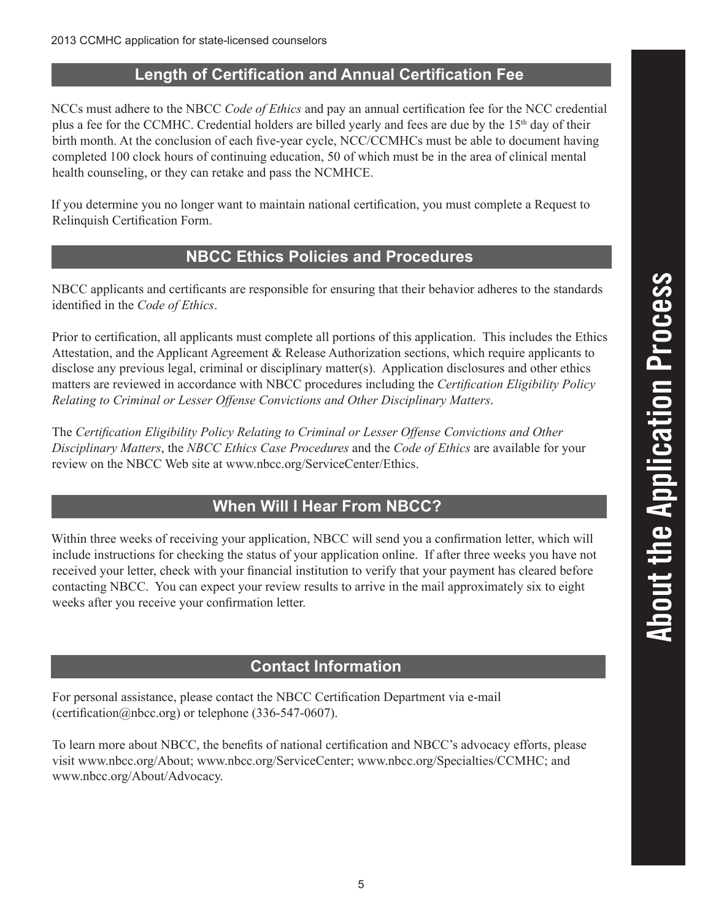## Length of Certification and Annual Certification Fee

NCCs must adhere to the NBCC *Code of Ethics* and pay an annual certification fee for the NCC credential plus a fee for the CCMHC. Credential holders are billed yearly and fees are due by the 15th day of their birth month. At the conclusion of each five-year cycle, NCC/CCMHCs must be able to document having completed 100 clock hours of continuing education, 50 of which must be in the area of clinical mental health counseling, or they can retake and pass the NCMHCE.

If you determine you no longer want to maintain national certification, you must complete a Request to Relinquish Certification Form.

## NBCC Ethics Policies and Procedures

NBCC applicants and certificants are responsible for ensuring that their behavior adheres to the standards identified in the *Code of Ethics*.

Prior to certification, all applicants must complete all portions of this application. This includes the Ethics Attestation, and the Applicant Agreement & Release Authorization sections, which require applicants to disclose any previous legal, criminal or disciplinary matter(s). Application disclosures and other ethics matters are reviewed in accordance with NBCC procedures including the *Certification Eligibility Policy Relating to Criminal or Lesser Offense Convictions and Other Disciplinary Matters*.

The *Certification Eligibility Policy Relating to Criminal or Lesser Offense Convictions and Other Disciplinary Matters*, the *NBCC Ethics Case Procedures* and the *Code of Ethics* are available for your review on the NBCC Web site at www.nbcc.org/ServiceCenter/Ethics.

## When Will I Hear From NBCC?

Within three weeks of receiving your application, NBCC will send you a confirmation letter, which will include instructions for checking the status of your application online. If after three weeks you have not received your letter, check with your financial institution to verify that your payment has cleared before contacting NBCC. You can expect your review results to arrive in the mail approximately six to eight weeks after you receive your confirmation letter.

## Contact Information

For personal assistance, please contact the NBCC Certification Department via e-mail (certification@nbcc.org) or telephone (336-547-0607).

To learn more about NBCC, the benefits of national certification and NBCC's advocacy efforts, please visit www.nbcc.org/About; www.nbcc.org/ServiceCenter; www.nbcc.org/Specialties/CCMHC; and www.nbcc.org/About/Advocacy.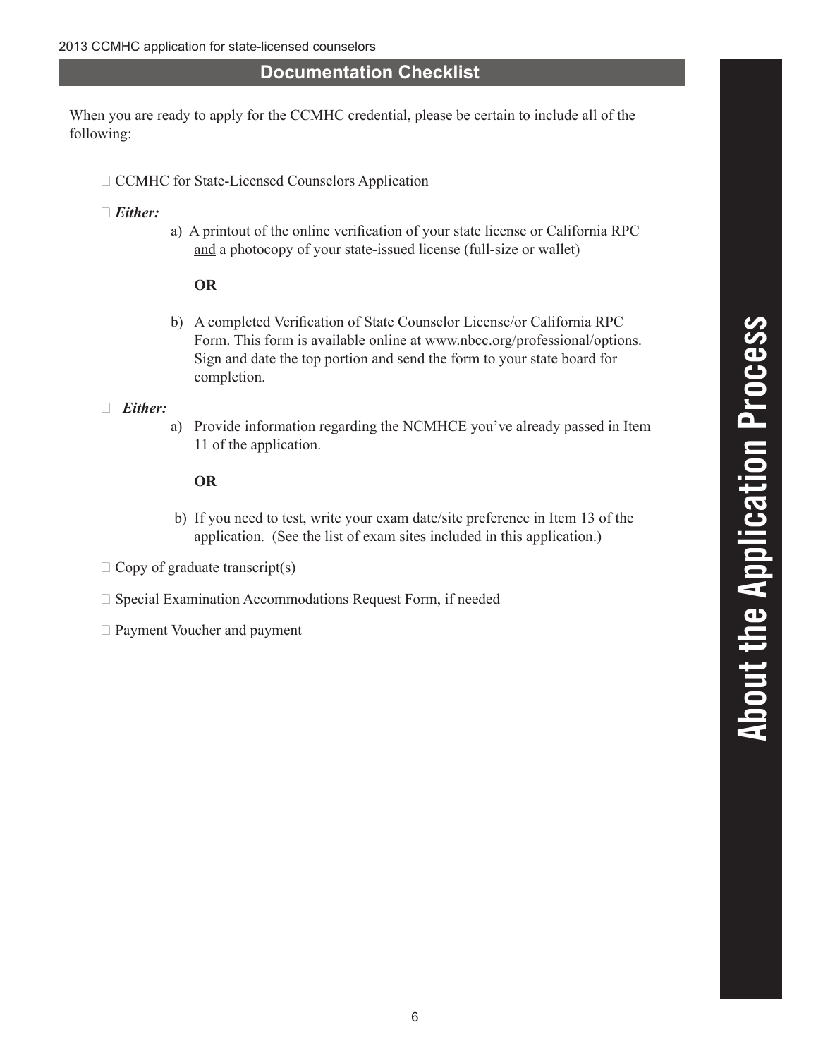## Documentation Checklist

When you are ready to apply for the CCMHC credential, please be certain to include all of the following:

- ☐ CCMHC for State-Licensed Counselors Application
- ☐ ***Either:***
  - a) A printout of the online verification of your state license or California RPC <u>and</u> a photocopy of your state-issued license (full-size or wallet)

    **OR**

  - b) A completed Verification of State Counselor License/or California RPC Form. This form is available online at www.nbcc.org/professional/options. Sign and date the top portion and send the form to your state board for completion.
- ☐ ***Either:***
  - a) Provide information regarding the NCMHCE you've already passed in Item 11 of the application.

    **OR**

  - b) If you need to test, write your exam date/site preference in Item 13 of the application. (See the list of exam sites included in this application.)
- ☐ Copy of graduate transcript(s)
- ☐ Special Examination Accommodations Request Form, if needed
- ☐ Payment Voucher and payment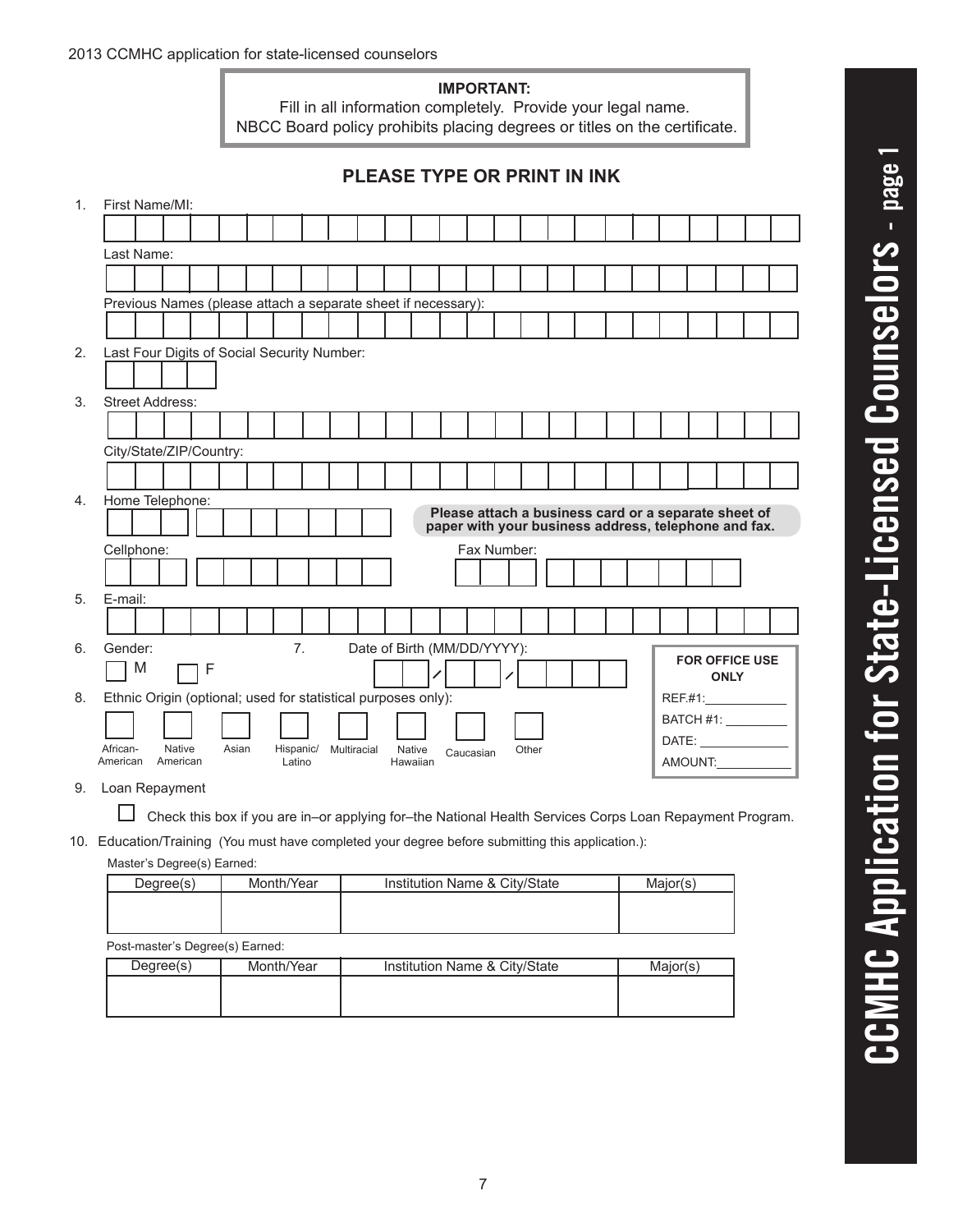2013 CCMHC application for state-licensed counselors

**IMPORTANT:**
Fill in all information completely. Provide your legal name.
NBCC Board policy prohibits placing degrees or titles on the certificate.

# CCMHC Application for State-Licensed Counselors - page 1

## PLEASE TYPE OR PRINT IN INK

1. First Name/MI:

   Last Name:

   Previous Names (please attach a separate sheet if necessary):

2. Last Four Digits of Social Security Number:

3. Street Address:

   City/State/ZIP/Country:

4. Home Telephone:

   **Please attach a business card or a separate sheet of paper with your business address, telephone and fax.**

   Cellphone:

   Fax Number:

5. E-mail:

6. Gender:

   ☐ M ☐ F

7. Date of Birth (MM/DD/YYYY): \_\_ / \_\_ / \_\_\_\_

8. Ethnic Origin (optional; used for statistical purposes only):

   ☐ African-American ☐ Native American ☐ Asian ☐ Hispanic/Latino ☐ Multiracial ☐ Native Hawaiian ☐ Caucasian ☐ Other

**FOR OFFICE USE ONLY**
REF.#1:\_\_\_\_\_\_\_\_\_\_\_\_
BATCH #1: \_\_\_\_\_\_\_\_\_
DATE: \_\_\_\_\_\_\_\_\_\_\_\_\_
AMOUNT:\_\_\_\_\_\_\_\_\_\_\_

9. Loan Repayment

   ☐ Check this box if you are in–or applying for–the National Health Services Corps Loan Repayment Program.

10. Education/Training (You must have completed your degree before submitting this application.):

Master's Degree(s) Earned:

| Degree(s) | Month/Year | Institution Name & City/State | Major(s) |
| --- | --- | --- | --- |
| | | | |

Post-master's Degree(s) Earned:

| Degree(s) | Month/Year | Institution Name & City/State | Major(s) |
| --- | --- | --- | --- |
| | | | |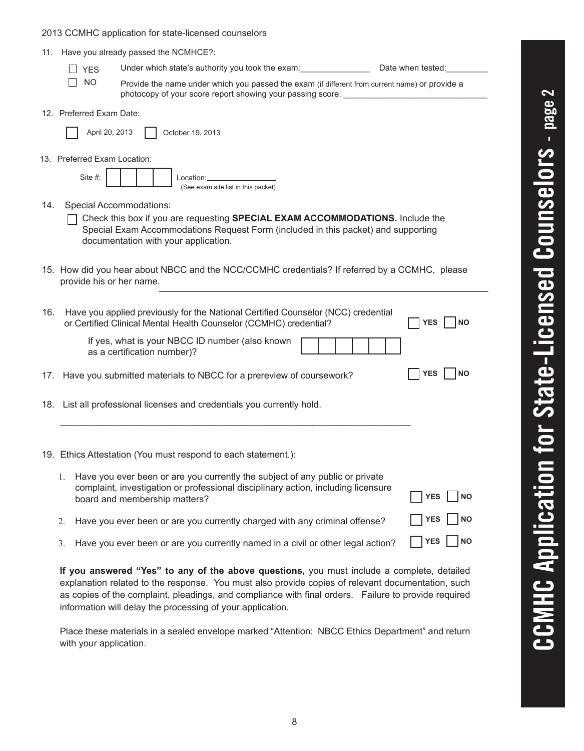2013 CCMHC application for state-licensed counselors

11. Have you already passed the NCMHCE?:

- ☐ YES — Under which state's authority you took the exam:_______________ Date when tested:_________
- ☐ NO — Provide the name under which you passed the exam (if different from current name) or provide a photocopy of your score report showing your passing score: ______________________________

12. Preferred Exam Date:

☐ April 20, 2013 ☐ October 19, 2013

13. Preferred Exam Location:

Site #: ☐☐☐☐ Location:_______________ (See exam site list in this packet)

14. Special Accommodations:

☐ Check this box if you are requesting **SPECIAL EXAM ACCOMMODATIONS.** Include the Special Exam Accommodations Request Form (included in this packet) and supporting documentation with your application.

15. How did you hear about NBCC and the NCC/CCMHC credentials? If referred by a CCMHC, please provide his or her name. _______________________________________________

16. Have you applied previously for the National Certified Counselor (NCC) credential or Certified Clinical Mental Health Counselor (CCMHC) credential? ☐ **YES** ☐ **NO**

If yes, what is your NBCC ID number (also known as a certification number)? ☐☐☐☐☐☐

17. Have you submitted materials to NBCC for a prereview of coursework? ☐ **YES** ☐ **NO**

18. List all professional licenses and credentials you currently hold.

_______________________________________________________________________

19. Ethics Attestation (You must respond to each statement.):

1. Have you ever been or are you currently the subject of any public or private complaint, investigation or professional disciplinary action, including licensure board and membership matters? ☐ **YES** ☐ **NO**
2. Have you ever been or are you currently charged with any criminal offense? ☐ **YES** ☐ **NO**
3. Have you ever been or are you currently named in a civil or other legal action? ☐ **YES** ☐ **NO**

**If you answered "Yes" to any of the above questions,** you must include a complete, detailed explanation related to the response. You must also provide copies of relevant documentation, such as copies of the complaint, pleadings, and compliance with final orders. Failure to provide required information will delay the processing of your application.

Place these materials in a sealed envelope marked "Attention: NBCC Ethics Department" and return with your application.

**CCMHC Application for State-Licensed Counselors - page 2**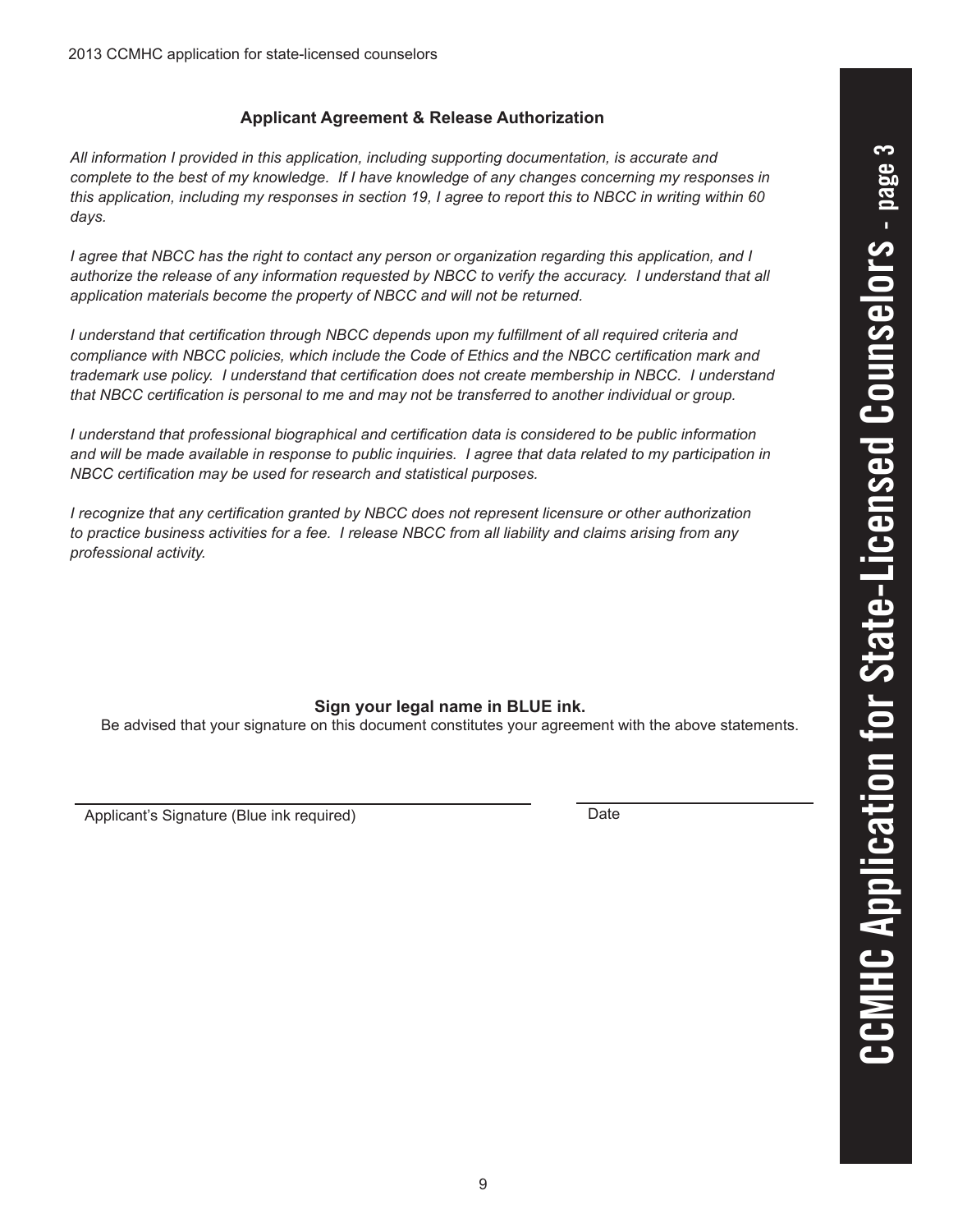## Applicant Agreement & Release Authorization

*All information I provided in this application, including supporting documentation, is accurate and complete to the best of my knowledge. If I have knowledge of any changes concerning my responses in this application, including my responses in section 19, I agree to report this to NBCC in writing within 60 days.*

*I agree that NBCC has the right to contact any person or organization regarding this application, and I authorize the release of any information requested by NBCC to verify the accuracy. I understand that all application materials become the property of NBCC and will not be returned.*

*I understand that certification through NBCC depends upon my fulfillment of all required criteria and compliance with NBCC policies, which include the Code of Ethics and the NBCC certification mark and trademark use policy. I understand that certification does not create membership in NBCC. I understand that NBCC certification is personal to me and may not be transferred to another individual or group.*

*I understand that professional biographical and certification data is considered to be public information and will be made available in response to public inquiries. I agree that data related to my participation in NBCC certification may be used for research and statistical purposes.*

*I recognize that any certification granted by NBCC does not represent licensure or other authorization to practice business activities for a fee. I release NBCC from all liability and claims arising from any professional activity.*

**Sign your legal name in BLUE ink.**

Be advised that your signature on this document constitutes your agreement with the above statements.

\_\_\_\_\_\_\_\_\_\_\_\_\_\_\_\_\_\_\_\_\_\_\_\_\_\_\_\_\_\_\_\_\_\_\_\_\_\_\_\_ \_\_\_\_\_\_\_\_\_\_\_\_\_\_\_\_\_\_\_\_

Applicant's Signature (Blue ink required) Date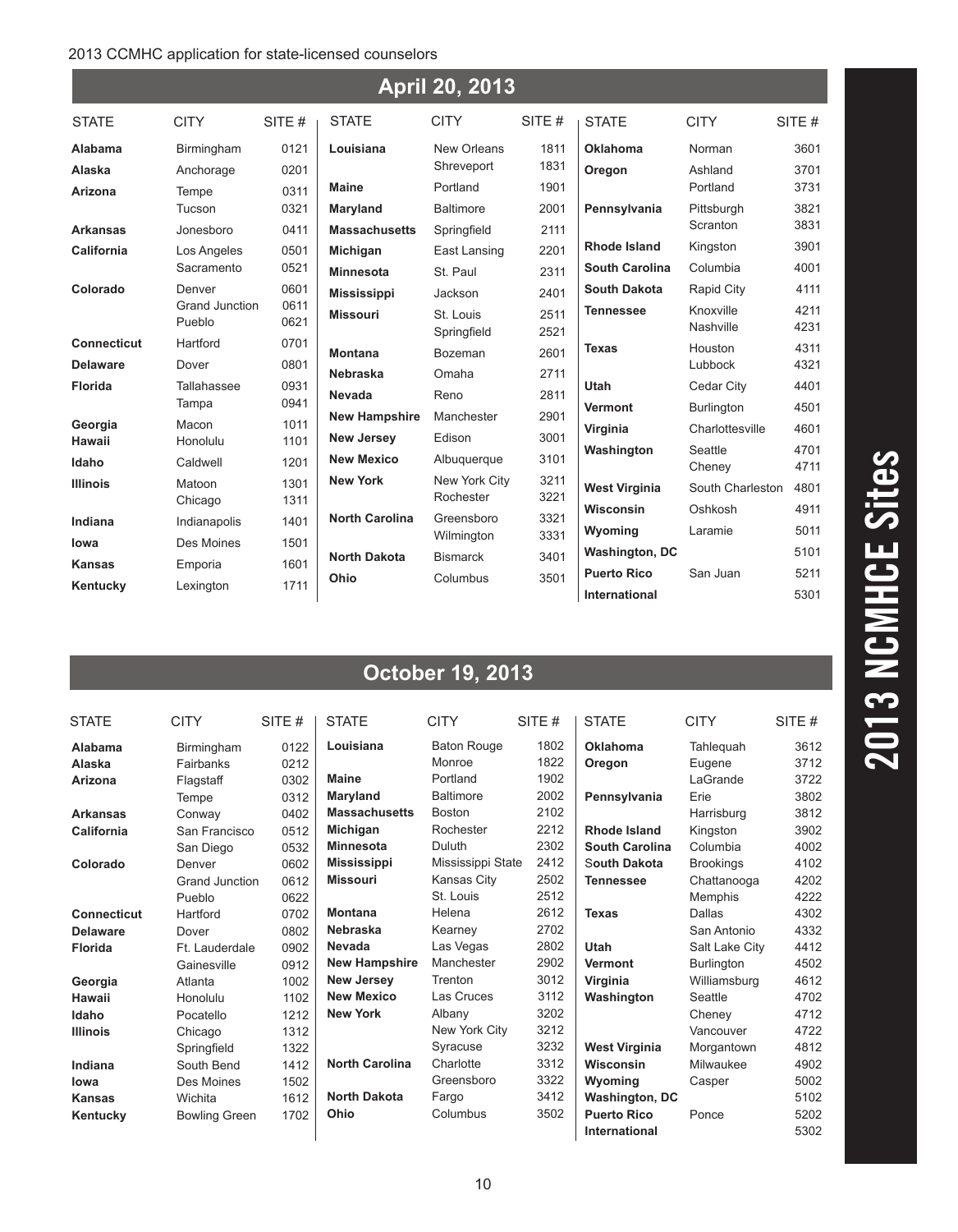# 2013 NCMHCE Sites

## April 20, 2013

| STATE | CITY | SITE # |
|---|---|---|
| **Alabama** | Birmingham | 0121 |
| **Alaska** | Anchorage | 0201 |
| **Arizona** | Tempe | 0311 |
| | Tucson | 0321 |
| **Arkansas** | Jonesboro | 0411 |
| **California** | Los Angeles | 0501 |
| | Sacramento | 0521 |
| **Colorado** | Denver | 0601 |
| | Grand Junction | 0611 |
| | Pueblo | 0621 |
| **Connecticut** | Hartford | 0701 |
| **Delaware** | Dover | 0801 |
| **Florida** | Tallahassee | 0931 |
| | Tampa | 0941 |
| **Georgia** | Macon | 1011 |
| **Hawaii** | Honolulu | 1101 |
| **Idaho** | Caldwell | 1201 |
| **Illinois** | Matoon | 1301 |
| | Chicago | 1311 |
| **Indiana** | Indianapolis | 1401 |
| **Iowa** | Des Moines | 1501 |
| **Kansas** | Emporia | 1601 |
| **Kentucky** | Lexington | 1711 |
| **Louisiana** | New Orleans | 1811 |
| | Shreveport | 1831 |
| **Maine** | Portland | 1901 |
| **Maryland** | Baltimore | 2001 |
| **Massachusetts** | Springfield | 2111 |
| **Michigan** | East Lansing | 2201 |
| **Minnesota** | St. Paul | 2311 |
| **Mississippi** | Jackson | 2401 |
| **Missouri** | St. Louis | 2511 |
| | Springfield | 2521 |
| **Montana** | Bozeman | 2601 |
| **Nebraska** | Omaha | 2711 |
| **Nevada** | Reno | 2811 |
| **New Hampshire** | Manchester | 2901 |
| **New Jersey** | Edison | 3001 |
| **New Mexico** | Albuquerque | 3101 |
| **New York** | New York City | 3211 |
| | Rochester | 3221 |
| **North Carolina** | Greensboro | 3321 |
| | Wilmington | 3331 |
| **North Dakota** | Bismarck | 3401 |
| **Ohio** | Columbus | 3501 |
| **Oklahoma** | Norman | 3601 |
| **Oregon** | Ashland | 3701 |
| | Portland | 3731 |
| **Pennsylvania** | Pittsburgh | 3821 |
| | Scranton | 3831 |
| **Rhode Island** | Kingston | 3901 |
| **South Carolina** | Columbia | 4001 |
| **South Dakota** | Rapid City | 4111 |
| **Tennessee** | Knoxville | 4211 |
| | Nashville | 4231 |
| **Texas** | Houston | 4311 |
| | Lubbock | 4321 |
| **Utah** | Cedar City | 4401 |
| **Vermont** | Burlington | 4501 |
| **Virginia** | Charlottesville | 4601 |
| **Washington** | Seattle | 4701 |
| | Cheney | 4711 |
| **West Virginia** | South Charleston | 4801 |
| **Wisconsin** | Oshkosh | 4911 |
| **Wyoming** | Laramie | 5011 |
| **Washington, DC** | | 5101 |
| **Puerto Rico** | San Juan | 5211 |
| **International** | | 5301 |

## October 19, 2013

| STATE | CITY | SITE # |
|---|---|---|
| **Alabama** | Birmingham | 0122 |
| **Alaska** | Fairbanks | 0212 |
| **Arizona** | Flagstaff | 0302 |
| | Tempe | 0312 |
| **Arkansas** | Conway | 0402 |
| **California** | San Francisco | 0512 |
| | San Diego | 0532 |
| **Colorado** | Denver | 0602 |
| | Grand Junction | 0612 |
| | Pueblo | 0622 |
| **Connecticut** | Hartford | 0702 |
| **Delaware** | Dover | 0802 |
| **Florida** | Ft. Lauderdale | 0902 |
| | Gainesville | 0912 |
| **Georgia** | Atlanta | 1002 |
| **Hawaii** | Honolulu | 1102 |
| **Idaho** | Pocatello | 1212 |
| **Illinois** | Chicago | 1312 |
| | Springfield | 1322 |
| **Indiana** | South Bend | 1412 |
| **Iowa** | Des Moines | 1502 |
| **Kansas** | Wichita | 1612 |
| **Kentucky** | Bowling Green | 1702 |
| **Louisiana** | Baton Rouge | 1802 |
| | Monroe | 1822 |
| **Maine** | Portland | 1902 |
| **Maryland** | Baltimore | 2002 |
| **Massachusetts** | Boston | 2102 |
| **Michigan** | Rochester | 2212 |
| **Minnesota** | Duluth | 2302 |
| **Mississippi** | Mississippi State | 2412 |
| **Missouri** | Kansas City | 2502 |
| | St. Louis | 2512 |
| **Montana** | Helena | 2612 |
| **Nebraska** | Kearney | 2702 |
| **Nevada** | Las Vegas | 2802 |
| **New Hampshire** | Manchester | 2902 |
| **New Jersey** | Trenton | 3012 |
| **New Mexico** | Las Cruces | 3112 |
| **New York** | Albany | 3202 |
| | New York City | 3212 |
| | Syracuse | 3232 |
| **North Carolina** | Charlotte | 3312 |
| | Greensboro | 3322 |
| **North Dakota** | Fargo | 3412 |
| **Ohio** | Columbus | 3502 |
| **Oklahoma** | Tahlequah | 3612 |
| **Oregon** | Eugene | 3712 |
| | LaGrande | 3722 |
| **Pennsylvania** | Erie | 3802 |
| | Harrisburg | 3812 |
| **Rhode Island** | Kingston | 3902 |
| **South Carolina** | Columbia | 4002 |
| **South Dakota** | Brookings | 4102 |
| **Tennessee** | Chattanooga | 4202 |
| | Memphis | 4222 |
| **Texas** | Dallas | 4302 |
| | San Antonio | 4332 |
| **Utah** | Salt Lake City | 4412 |
| **Vermont** | Burlington | 4502 |
| **Virginia** | Williamsburg | 4612 |
| **Washington** | Seattle | 4702 |
| | Cheney | 4712 |
| | Vancouver | 4722 |
| **West Virginia** | Morgantown | 4812 |
| **Wisconsin** | Milwaukee | 4902 |
| **Wyoming** | Casper | 5002 |
| **Washington, DC** | | 5102 |
| **Puerto Rico** | Ponce | 5202 |
| **International** | | 5302 |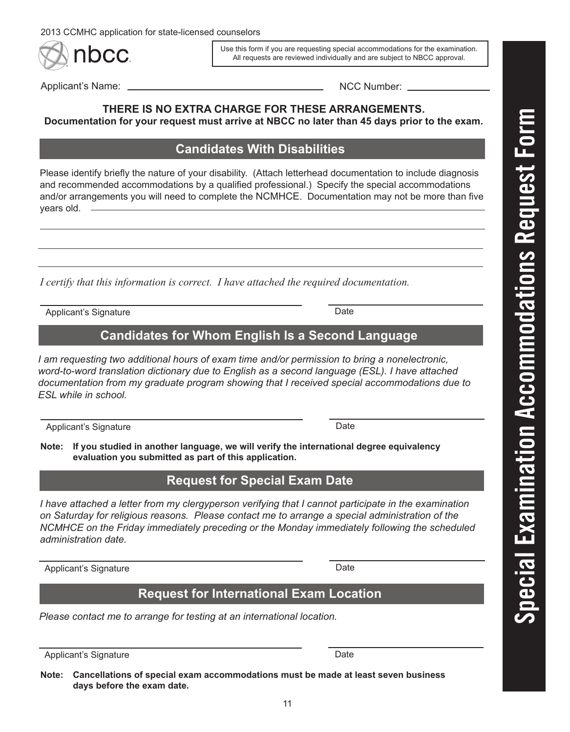Use this form if you are requesting special accommodations for the examination. All requests are reviewed individually and are subject to NBCC approval.

# Special Examination Accommodations Request Form

Applicant's Name: ______________________________ NCC Number: ______________

**THERE IS NO EXTRA CHARGE FOR THESE ARRANGEMENTS.**
**Documentation for your request must arrive at NBCC no later than 45 days prior to the exam.**

## Candidates With Disabilities

Please identify briefly the nature of your disability. (Attach letterhead documentation to include diagnosis and recommended accommodations by a qualified professional.) Specify the special accommodations and/or arrangements you will need to complete the NCMHCE. Documentation may not be more than five years old. ______________________________

______________________________

______________________________

______________________________

*I certify that this information is correct. I have attached the required documentation.*

______________________________ Applicant's Signature ______________ Date

## Candidates for Whom English Is a Second Language

*I am requesting two additional hours of exam time and/or permission to bring a nonelectronic, word-to-word translation dictionary due to English as a second language (ESL). I have attached documentation from my graduate program showing that I received special accommodations due to ESL while in school.*

______________________________ Applicant's Signature ______________ Date

**Note: If you studied in another language, we will verify the international degree equivalency evaluation you submitted as part of this application.**

## Request for Special Exam Date

*I have attached a letter from my clergyperson verifying that I cannot participate in the examination on Saturday for religious reasons. Please contact me to arrange a special administration of the NCMHCE on the Friday immediately preceding or the Monday immediately following the scheduled administration date.*

______________________________ Applicant's Signature ______________ Date

## Request for International Exam Location

*Please contact me to arrange for testing at an international location.*

______________________________ Applicant's Signature ______________ Date

**Note: Cancellations of special exam accommodations must be made at least seven business days before the exam date.**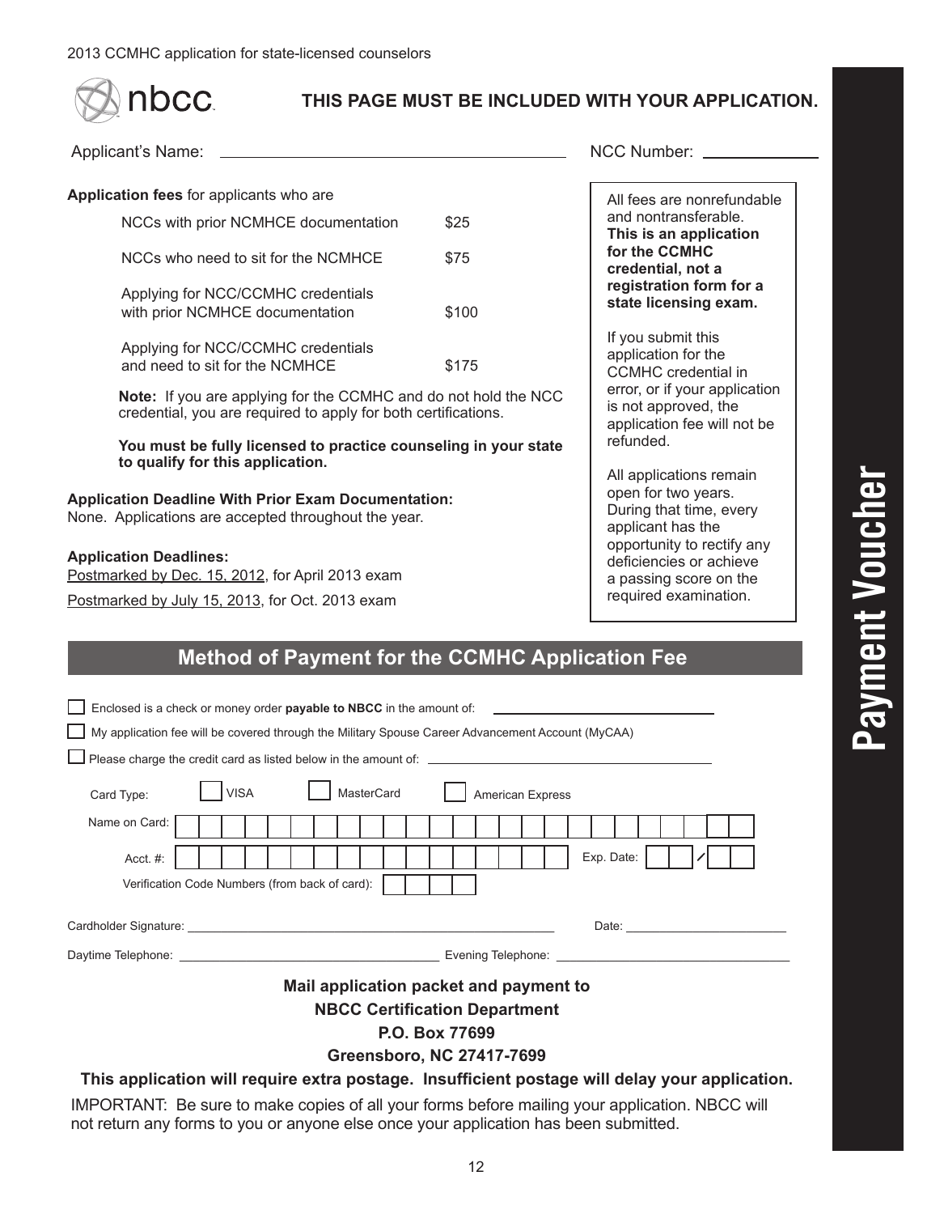2013 CCMHC application for state-licensed counselors

nbcc

**THIS PAGE MUST BE INCLUDED WITH YOUR APPLICATION.**

Applicant's Name: ______________________ NCC Number: ____________

**Application fees** for applicants who are

| | |
|---|---|
| NCCs with prior NCMHCE documentation | $25 |
| NCCs who need to sit for the NCMHCE | $75 |
| Applying for NCC/CCMHC credentials with prior NCMHCE documentation | $100 |
| Applying for NCC/CCMHC credentials and need to sit for the NCMHCE | $175 |

**Note:** If you are applying for the CCMHC and do not hold the NCC credential, you are required to apply for both certifications.

**You must be fully licensed to practice counseling in your state to qualify for this application.**

**Application Deadline With Prior Exam Documentation:**
None. Applications are accepted throughout the year.

**Application Deadlines:**
Postmarked by Dec. 15, 2012, for April 2013 exam
Postmarked by July 15, 2013, for Oct. 2013 exam

All fees are nonrefundable and nontransferable. **This is an application for the CCMHC credential, not a registration form for a state licensing exam.**

If you submit this application for the CCMHC credential in error, or if your application is not approved, the application fee will not be refunded.

All applications remain open for two years. During that time, every applicant has the opportunity to rectify any deficiencies or achieve a passing score on the required examination.

## Method of Payment for the CCMHC Application Fee

- [ ] Enclosed is a check or money order **payable to NBCC** in the amount of: ____________
- [ ] My application fee will be covered through the Military Spouse Career Advancement Account (MyCAA)
- [ ] Please charge the credit card as listed below in the amount of: ____________

Card Type: [ ] VISA [ ] MasterCard [ ] American Express

Name on Card: ____________

Acct. #: ____________ Exp. Date: ____ / ____

Verification Code Numbers (from back of card): ____

Cardholder Signature: ____________ Date: ____________

Daytime Telephone: ____________ Evening Telephone: ____________

**Mail application packet and payment to**
**NBCC Certification Department**
**P.O. Box 77699**
**Greensboro, NC 27417-7699**

**This application will require extra postage. Insufficient postage will delay your application.**

IMPORTANT: Be sure to make copies of all your forms before mailing your application. NBCC will not return any forms to you or anyone else once your application has been submitted.

Payment Voucher